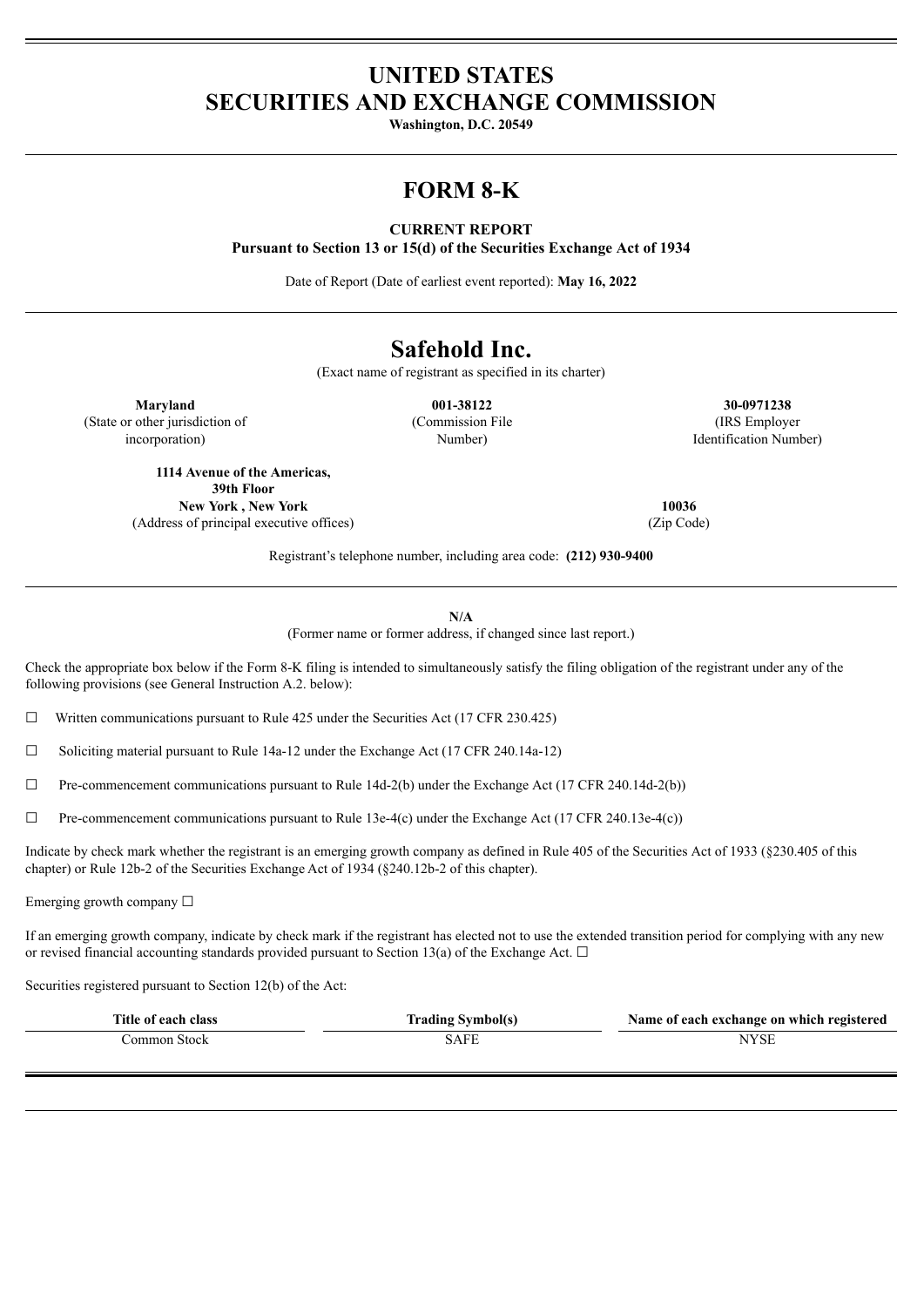# UNITED STATES
# SECURITIES AND EXCHANGE COMMISSION

**Washington, D.C. 20549**

# FORM 8-K

**CURRENT REPORT**
**Pursuant to Section 13 or 15(d) of the Securities Exchange Act of 1934**

Date of Report (Date of earliest event reported): **May 16, 2022**

# Safehold Inc.

(Exact name of registrant as specified in its charter)

| **Maryland** | **001-38122** | **30-0971238** |
|---|---|---|
| (State or other jurisdiction of incorporation) | (Commission File Number) | (IRS Employer Identification Number) |

| **1114 Avenue of the Americas, 39th Floor New York , New York** | **10036** |
|---|---|
| (Address of principal executive offices) | (Zip Code) |

Registrant's telephone number, including area code: **(212) 930-9400**

**N/A**
(Former name or former address, if changed since last report.)

Check the appropriate box below if the Form 8-K filing is intended to simultaneously satisfy the filing obligation of the registrant under any of the following provisions (see General Instruction A.2. below):

☐ Written communications pursuant to Rule 425 under the Securities Act (17 CFR 230.425)

☐ Soliciting material pursuant to Rule 14a-12 under the Exchange Act (17 CFR 240.14a-12)

☐ Pre-commencement communications pursuant to Rule 14d-2(b) under the Exchange Act (17 CFR 240.14d-2(b))

☐ Pre-commencement communications pursuant to Rule 13e-4(c) under the Exchange Act (17 CFR 240.13e-4(c))

Indicate by check mark whether the registrant is an emerging growth company as defined in Rule 405 of the Securities Act of 1933 (§230.405 of this chapter) or Rule 12b-2 of the Securities Exchange Act of 1934 (§240.12b-2 of this chapter).

Emerging growth company ☐

If an emerging growth company, indicate by check mark if the registrant has elected not to use the extended transition period for complying with any new or revised financial accounting standards provided pursuant to Section 13(a) of the Exchange Act. ☐

Securities registered pursuant to Section 12(b) of the Act:

| Title of each class | Trading Symbol(s) | Name of each exchange on which registered |
|---|---|---|
| Common Stock | SAFE | NYSE |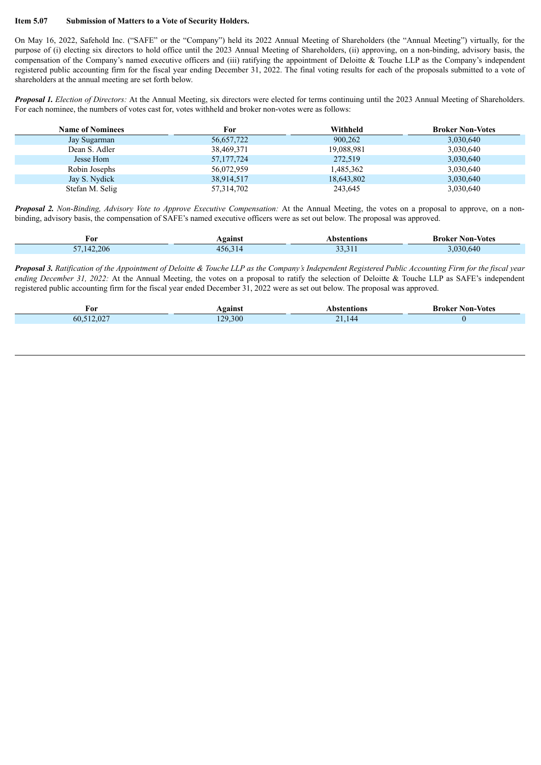**Item 5.07 Submission of Matters to a Vote of Security Holders.**

On May 16, 2022, Safehold Inc. ("SAFE" or the "Company") held its 2022 Annual Meeting of Shareholders (the "Annual Meeting") virtually, for the purpose of (i) electing six directors to hold office until the 2023 Annual Meeting of Shareholders, (ii) approving, on a non-binding, advisory basis, the compensation of the Company's named executive officers and (iii) ratifying the appointment of Deloitte & Touche LLP as the Company's independent registered public accounting firm for the fiscal year ending December 31, 2022. The final voting results for each of the proposals submitted to a vote of shareholders at the annual meeting are set forth below.

***Proposal 1.*** *Election of Directors:* At the Annual Meeting, six directors were elected for terms continuing until the 2023 Annual Meeting of Shareholders. For each nominee, the numbers of votes cast for, votes withheld and broker non-votes were as follows:

| Name of Nominees | For | Withheld | Broker Non-Votes |
|---|---|---|---|
| Jay Sugarman | 56,657,722 | 900,262 | 3,030,640 |
| Dean S. Adler | 38,469,371 | 19,088,981 | 3,030,640 |
| Jesse Hom | 57,177,724 | 272,519 | 3,030,640 |
| Robin Josephs | 56,072,959 | 1,485,362 | 3,030,640 |
| Jay S. Nydick | 38,914,517 | 18,643,802 | 3,030,640 |
| Stefan M. Selig | 57,314,702 | 243,645 | 3,030,640 |

***Proposal 2.*** *Non-Binding, Advisory Vote to Approve Executive Compensation:* At the Annual Meeting, the votes on a proposal to approve, on a non-binding, advisory basis, the compensation of SAFE's named executive officers were as set out below. The proposal was approved.

| For | Against | Abstentions | Broker Non-Votes |
|---|---|---|---|
| 57,142,206 | 456,314 | 33,311 | 3,030,640 |

***Proposal 3.*** *Ratification of the Appointment of Deloitte & Touche LLP as the Company's Independent Registered Public Accounting Firm for the fiscal year ending December 31, 2022:* At the Annual Meeting, the votes on a proposal to ratify the selection of Deloitte & Touche LLP as SAFE's independent registered public accounting firm for the fiscal year ended December 31, 2022 were as set out below. The proposal was approved.

| For | Against | Abstentions | Broker Non-Votes |
|---|---|---|---|
| 60,512,027 | 129,300 | 21,144 | 0 |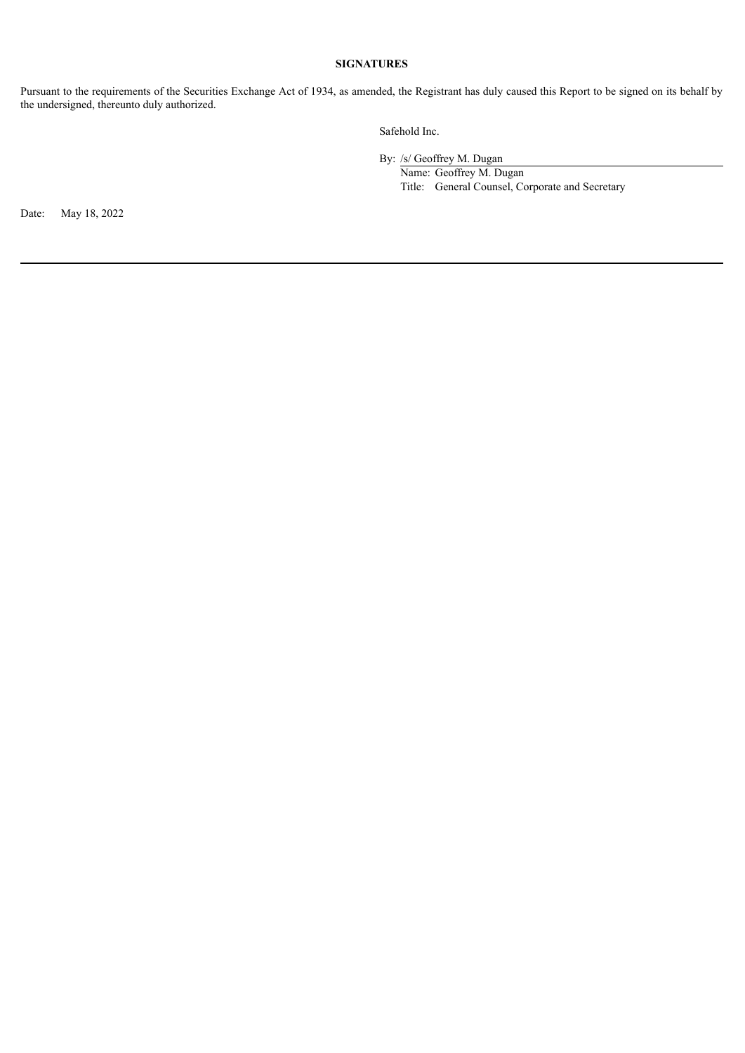**SIGNATURES**

Pursuant to the requirements of the Securities Exchange Act of 1934, as amended, the Registrant has duly caused this Report to be signed on its behalf by the undersigned, thereunto duly authorized.

Safehold Inc.

By: /s/ Geoffrey M. Dugan
Name: Geoffrey M. Dugan
Title: General Counsel, Corporate and Secretary

Date: May 18, 2022